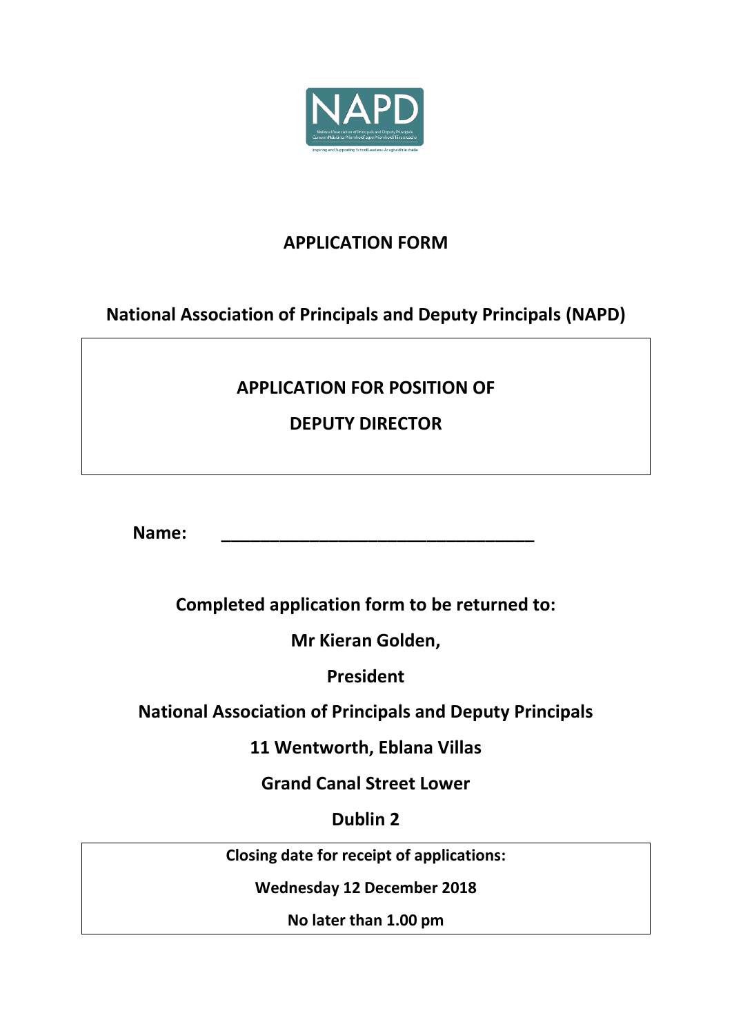# APPLICATION FORM

## National Association of Principals and Deputy Principals (NAPD)

**APPLICATION FOR POSITION OF**

**DEPUTY DIRECTOR**

**Name:** ___________________________________

**Completed application form to be returned to:**

**Mr Kieran Golden,**

**President**

**National Association of Principals and Deputy Principals**

**11 Wentworth, Eblana Villas**

**Grand Canal Street Lower**

**Dublin 2**

**Closing date for receipt of applications:**

**Wednesday 12 December 2018**

**No later than 1.00 pm**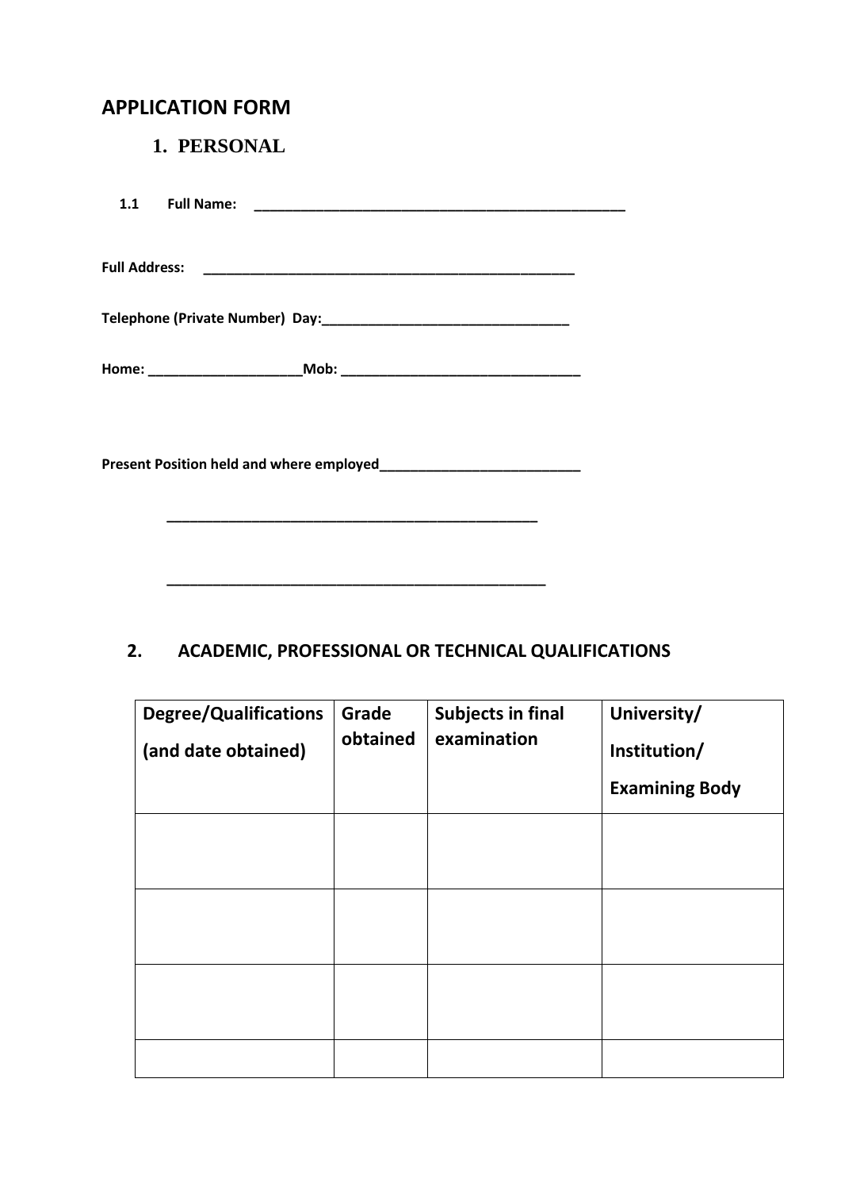# APPLICATION FORM

## 1. PERSONAL

**1.1 Full Name: ____________________________________________________**

**Full Address: ____________________________________________________**

**Telephone (Private Number) Day:___________________________________**

**Home: _____________________Mob: __________________________________**

**Present Position held and where employed____________________________**

**____________________________________________________**

**____________________________________________________**

## 2. ACADEMIC, PROFESSIONAL OR TECHNICAL QUALIFICATIONS

| Degree/Qualifications (and date obtained) | Grade obtained | Subjects in final examination | University/ Institution/ Examining Body |
|---|---|---|---|
| | | | |
| | | | |
| | | | |
| | | | |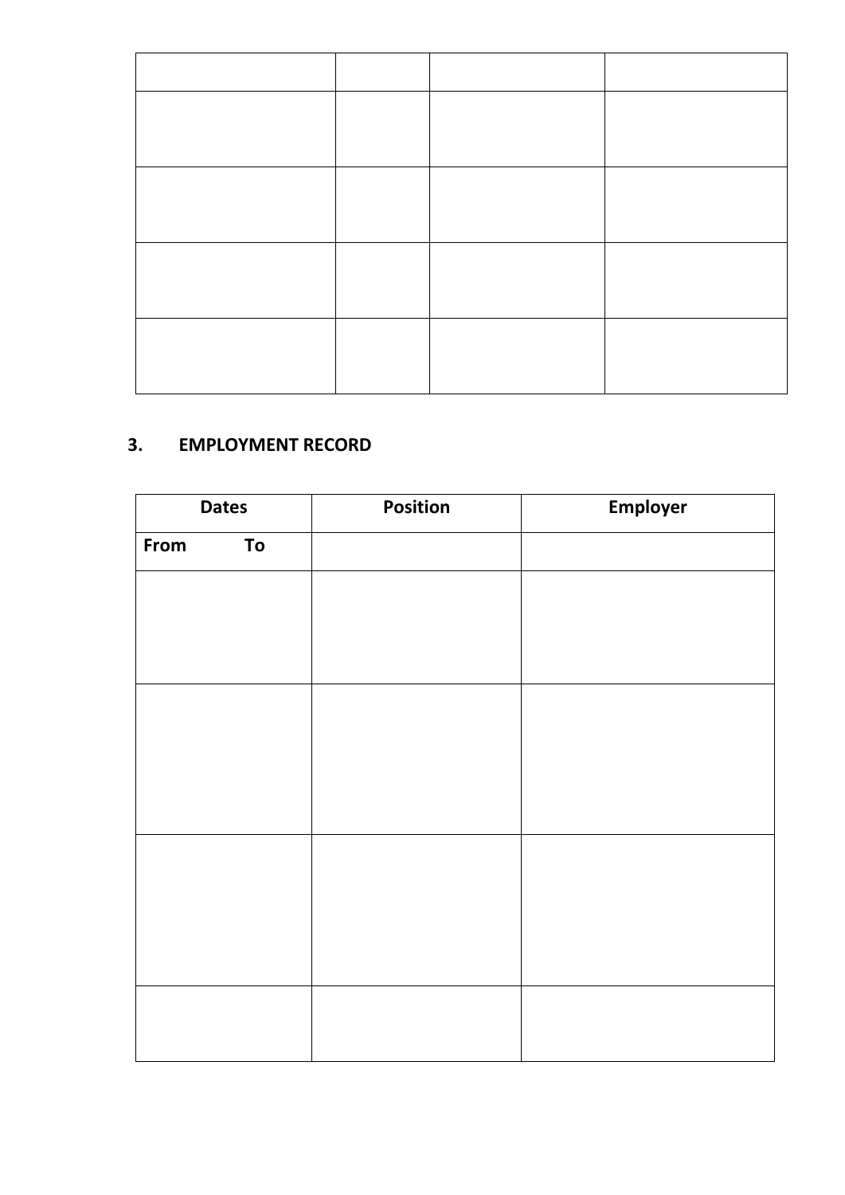| | | | |
|---|---|---|---|
| | | | |
| | | | |
| | | | |
| | | | |

## 3. EMPLOYMENT RECORD

| Dates | Position | Employer |
|---|---|---|
| **From To** | | |
| | | |
| | | |
| | | |
| | | |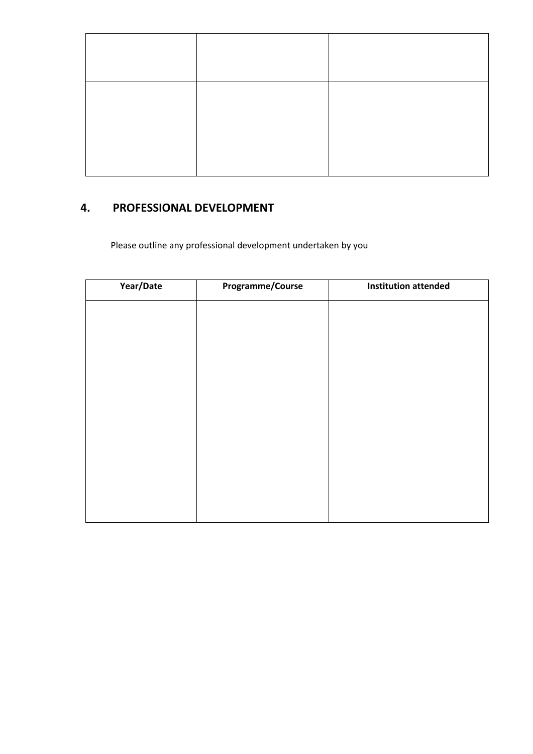| | | |
|---|---|---|
| | | |
| | | |

## 4. PROFESSIONAL DEVELOPMENT

Please outline any professional development undertaken by you

| Year/Date | Programme/Course | Institution attended |
|---|---|---|
| | | |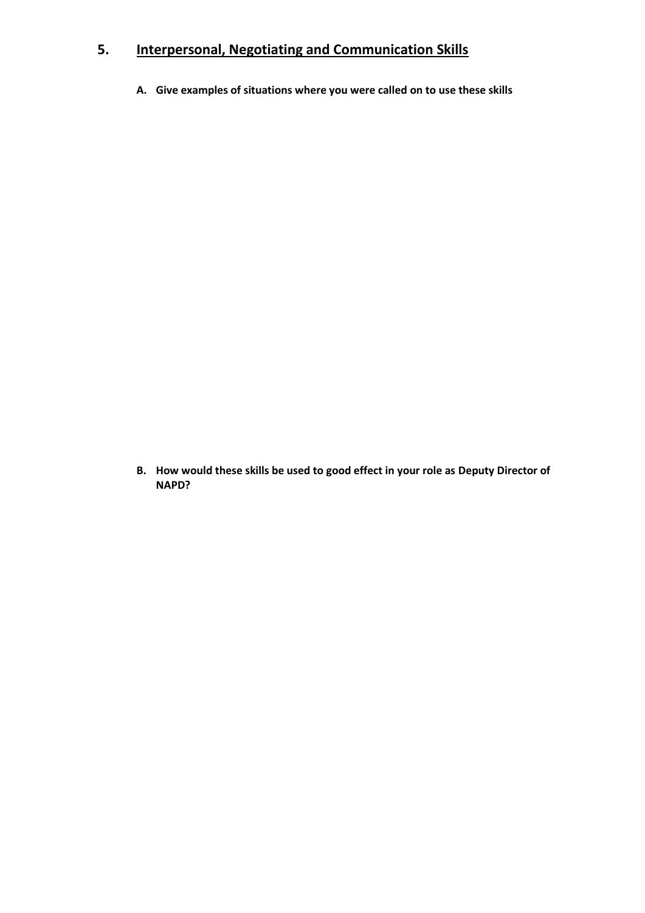## 5. Interpersonal, Negotiating and Communication Skills

**A. Give examples of situations where you were called on to use these skills**

**B. How would these skills be used to good effect in your role as Deputy Director of NAPD?**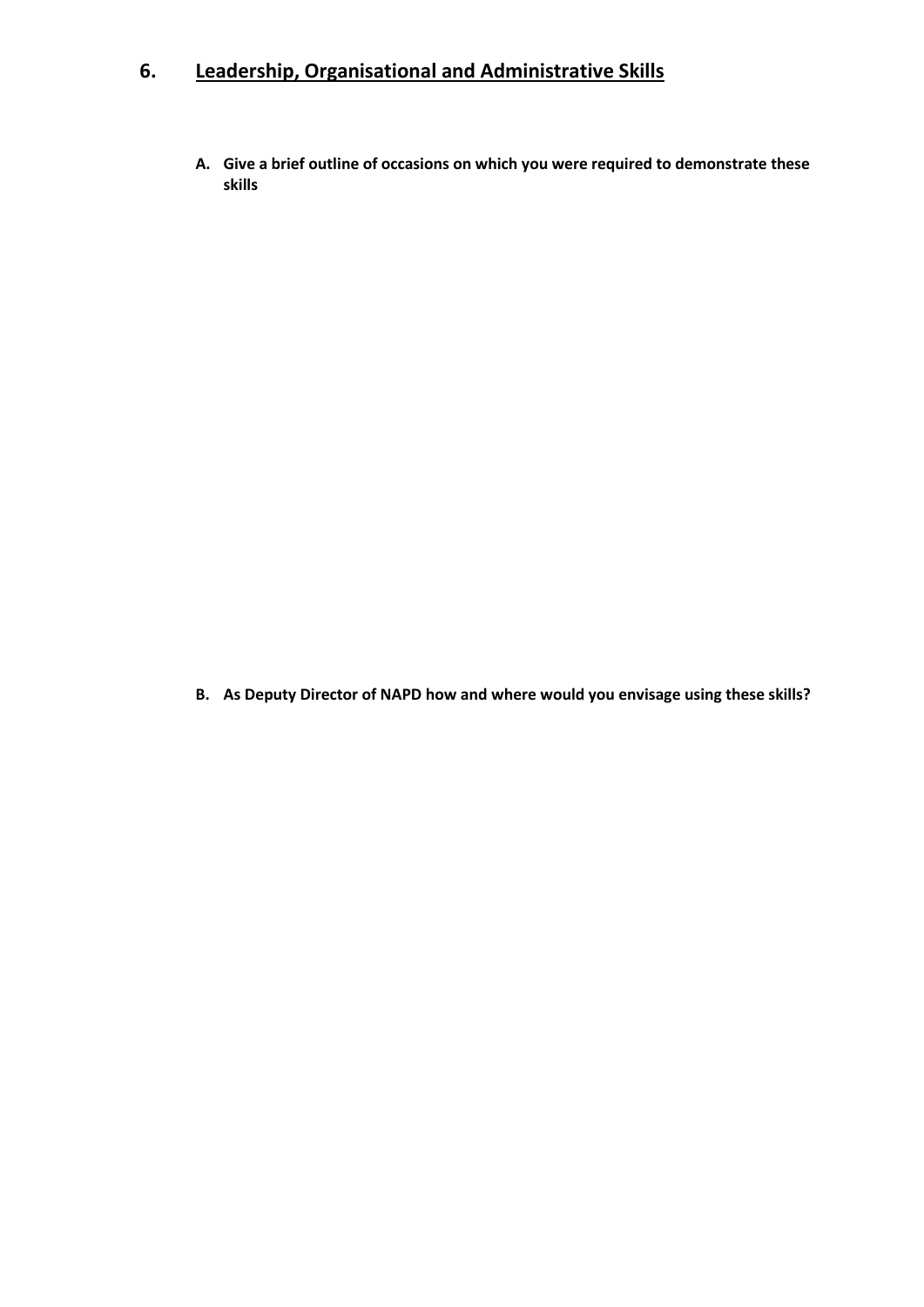## 6. <u>Leadership, Organisational and Administrative Skills</u>

**A. Give a brief outline of occasions on which you were required to demonstrate these skills**

**B. As Deputy Director of NAPD how and where would you envisage using these skills?**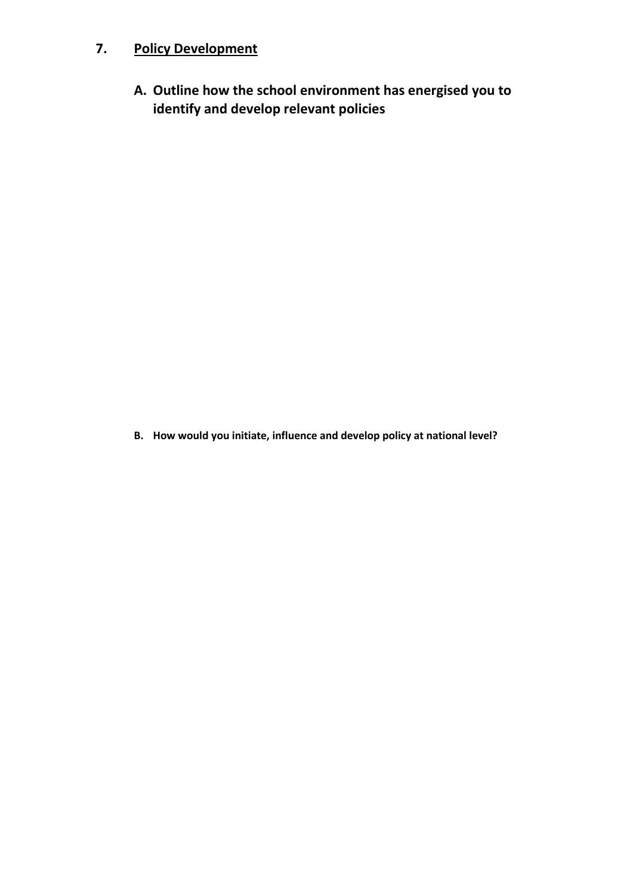## 7. Policy Development

### A. Outline how the school environment has energised you to identify and develop relevant policies

**B. How would you initiate, influence and develop policy at national level?**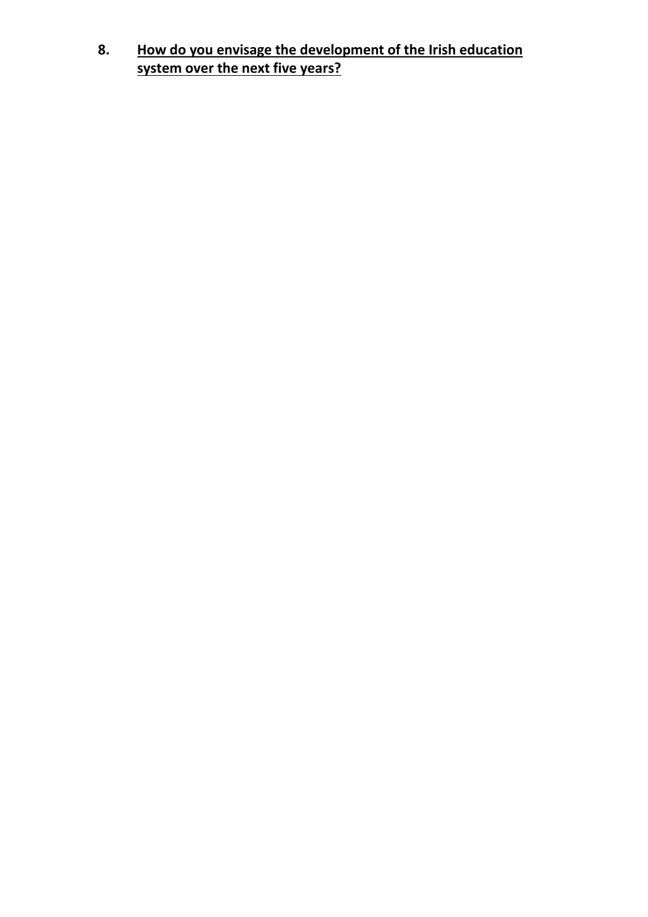8. **How do you envisage the development of the Irish education system over the next five years?**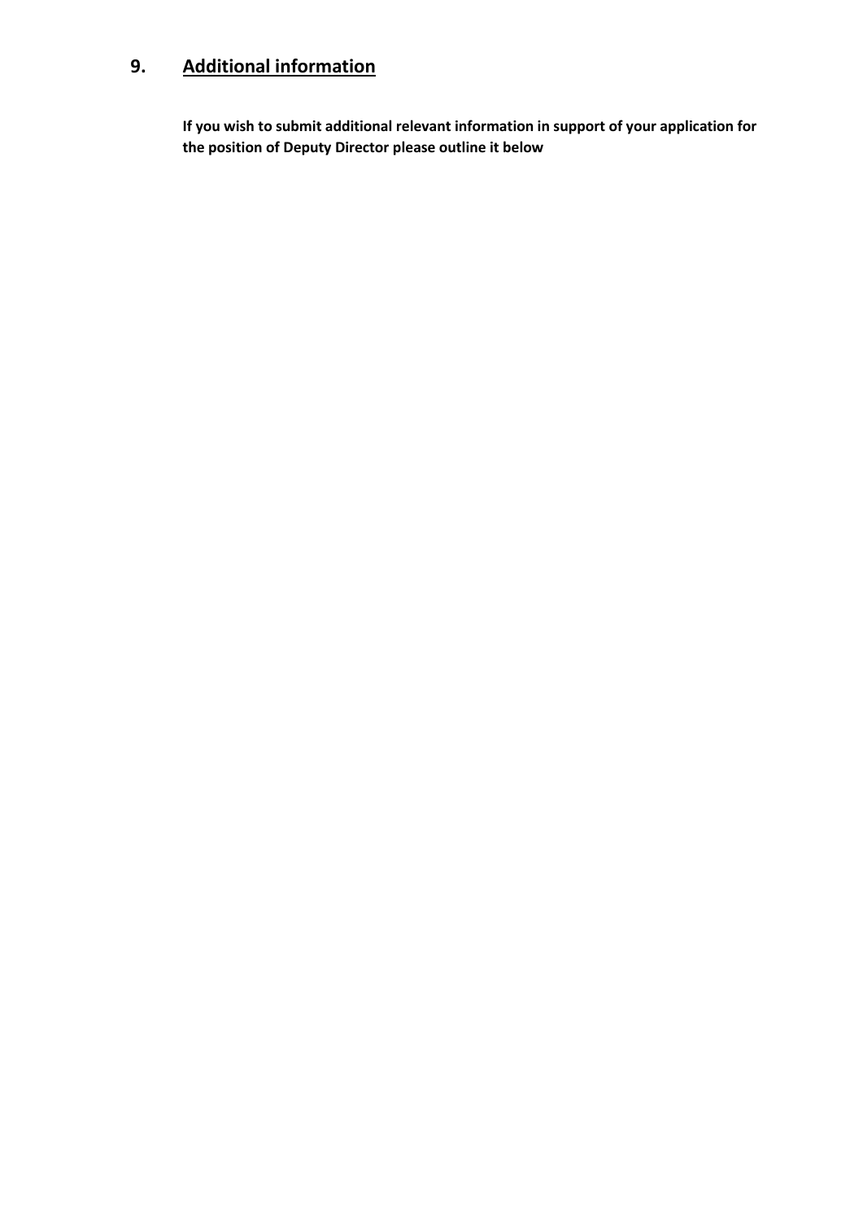## 9. Additional information

**If you wish to submit additional relevant information in support of your application for the position of Deputy Director please outline it below**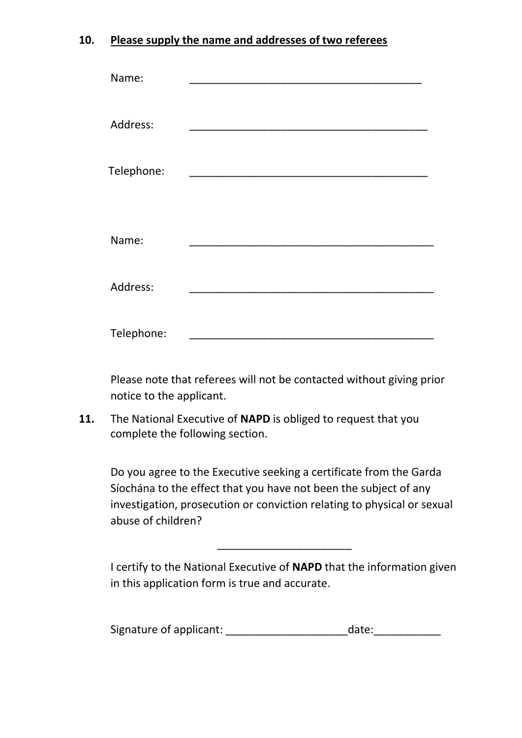**10. Please supply the name and addresses of two referees**

Name: ______________________________________

Address: ______________________________________

Telephone: ______________________________________

Name: ______________________________________

Address: ______________________________________

Telephone: ______________________________________

Please note that referees will not be contacted without giving prior notice to the applicant.

**11.** The National Executive of **NAPD** is obliged to request that you complete the following section.

Do you agree to the Executive seeking a certificate from the Garda Síochána to the effect that you have not been the subject of any investigation, prosecution or conviction relating to physical or sexual abuse of children?

______________________

I certify to the National Executive of **NAPD** that the information given in this application form is true and accurate.

Signature of applicant: ____________________date:___________